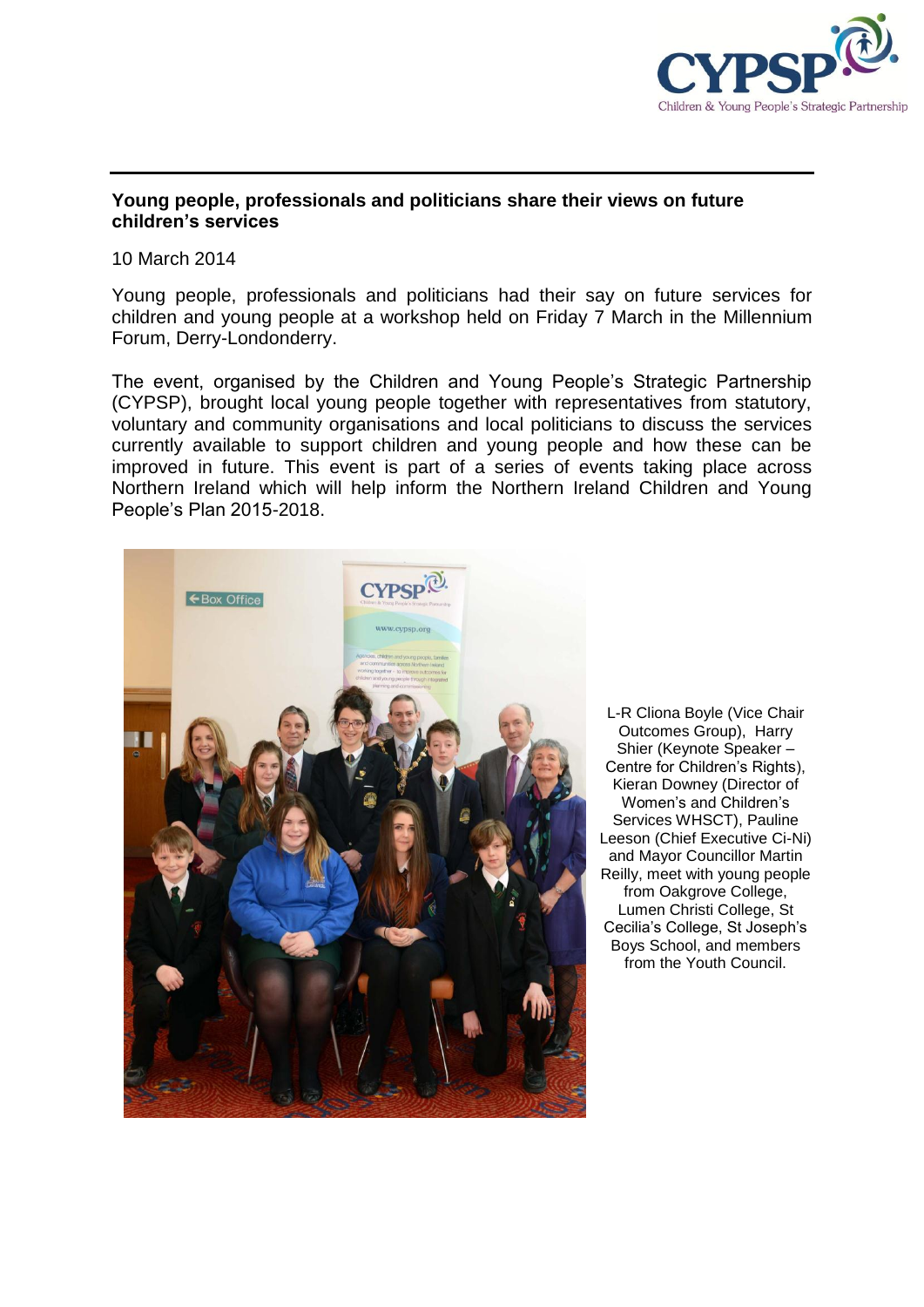**Young people, professionals and politicians share their views on future children's services**

10 March 2014

Young people, professionals and politicians had their say on future services for children and young people at a workshop held on Friday 7 March in the Millennium Forum, Derry-Londonderry.

The event, organised by the Children and Young People's Strategic Partnership (CYPSP), brought local young people together with representatives from statutory, voluntary and community organisations and local politicians to discuss the services currently available to support children and young people and how these can be improved in future. This event is part of a series of events taking place across Northern Ireland which will help inform the Northern Ireland Children and Young People's Plan 2015-2018.

L-R Cliona Boyle (Vice Chair Outcomes Group), Harry Shier (Keynote Speaker – Centre for Children's Rights), Kieran Downey (Director of Women's and Children's Services WHSCT), Pauline Leeson (Chief Executive Ci-Ni) and Mayor Councillor Martin Reilly, meet with young people from Oakgrove College, Lumen Christi College, St Cecilia's College, St Joseph's Boys School, and members from the Youth Council.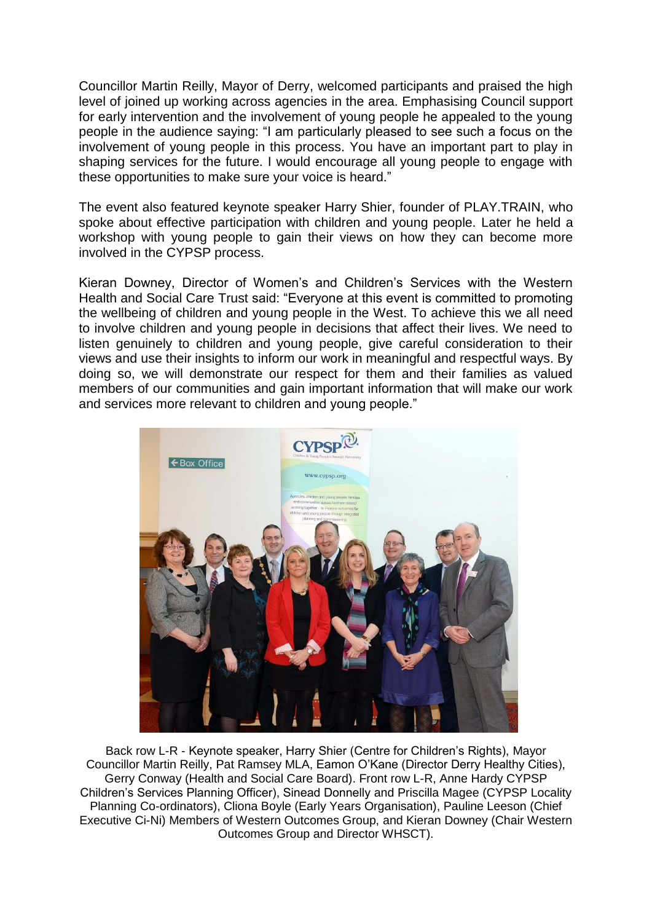Councillor Martin Reilly, Mayor of Derry, welcomed participants and praised the high level of joined up working across agencies in the area. Emphasising Council support for early intervention and the involvement of young people he appealed to the young people in the audience saying: "I am particularly pleased to see such a focus on the involvement of young people in this process. You have an important part to play in shaping services for the future. I would encourage all young people to engage with these opportunities to make sure your voice is heard."

The event also featured keynote speaker Harry Shier, founder of PLAY.TRAIN, who spoke about effective participation with children and young people. Later he held a workshop with young people to gain their views on how they can become more involved in the CYPSP process.

Kieran Downey, Director of Women's and Children's Services with the Western Health and Social Care Trust said: "Everyone at this event is committed to promoting the wellbeing of children and young people in the West. To achieve this we all need to involve children and young people in decisions that affect their lives. We need to listen genuinely to children and young people, give careful consideration to their views and use their insights to inform our work in meaningful and respectful ways. By doing so, we will demonstrate our respect for them and their families as valued members of our communities and gain important information that will make our work and services more relevant to children and young people."

Back row L-R - Keynote speaker, Harry Shier (Centre for Children's Rights), Mayor Councillor Martin Reilly, Pat Ramsey MLA, Eamon O'Kane (Director Derry Healthy Cities), Gerry Conway (Health and Social Care Board). Front row L-R, Anne Hardy CYPSP Children's Services Planning Officer), Sinead Donnelly and Priscilla Magee (CYPSP Locality Planning Co-ordinators), Cliona Boyle (Early Years Organisation), Pauline Leeson (Chief Executive Ci-Ni) Members of Western Outcomes Group, and Kieran Downey (Chair Western Outcomes Group and Director WHSCT).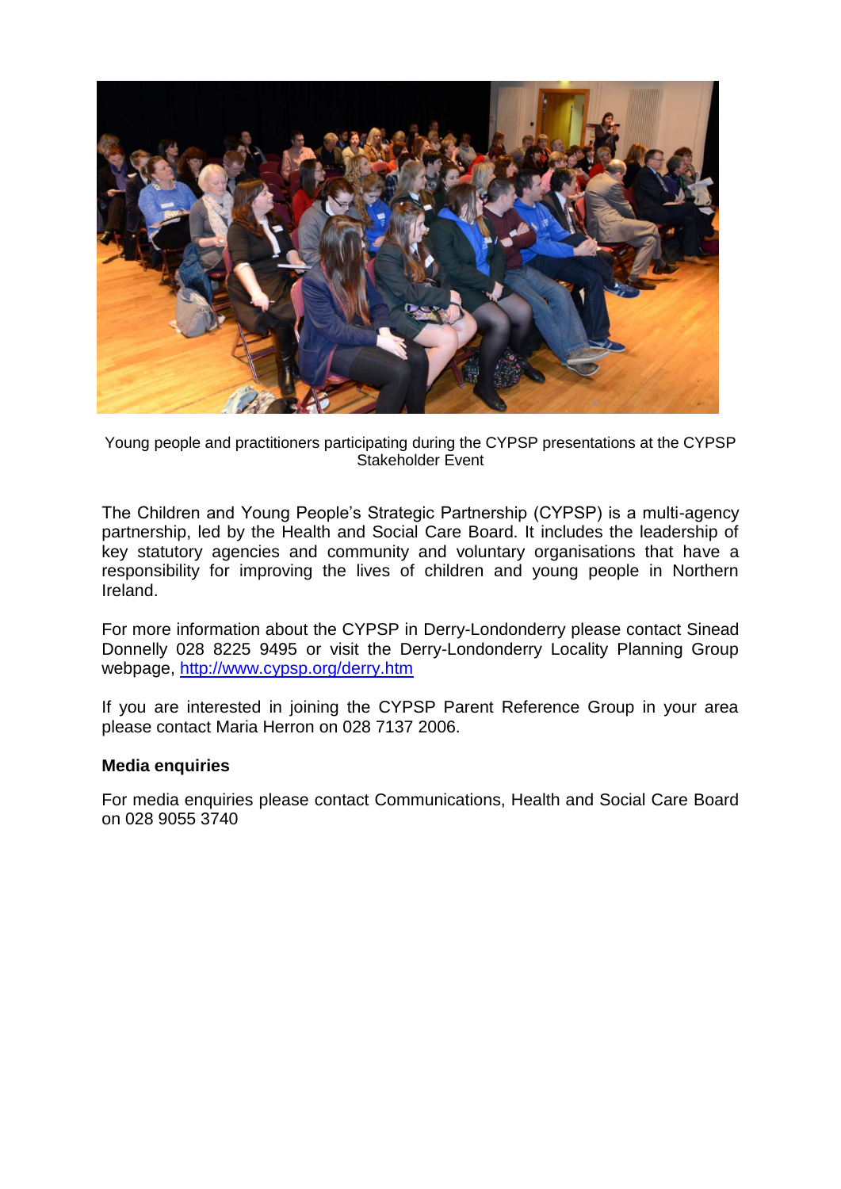Young people and practitioners participating during the CYPSP presentations at the CYPSP Stakeholder Event

The Children and Young People's Strategic Partnership (CYPSP) is a multi-agency partnership, led by the Health and Social Care Board. It includes the leadership of key statutory agencies and community and voluntary organisations that have a responsibility for improving the lives of children and young people in Northern Ireland.

For more information about the CYPSP in Derry-Londonderry please contact Sinead Donnelly 028 8225 9495 or visit the Derry-Londonderry Locality Planning Group webpage, [http://www.cypsp.org/derry.htm](http://www.cypsp.org/derry.htm)

If you are interested in joining the CYPSP Parent Reference Group in your area please contact Maria Herron on 028 7137 2006.

**Media enquiries**

For media enquiries please contact Communications, Health and Social Care Board on 028 9055 3740